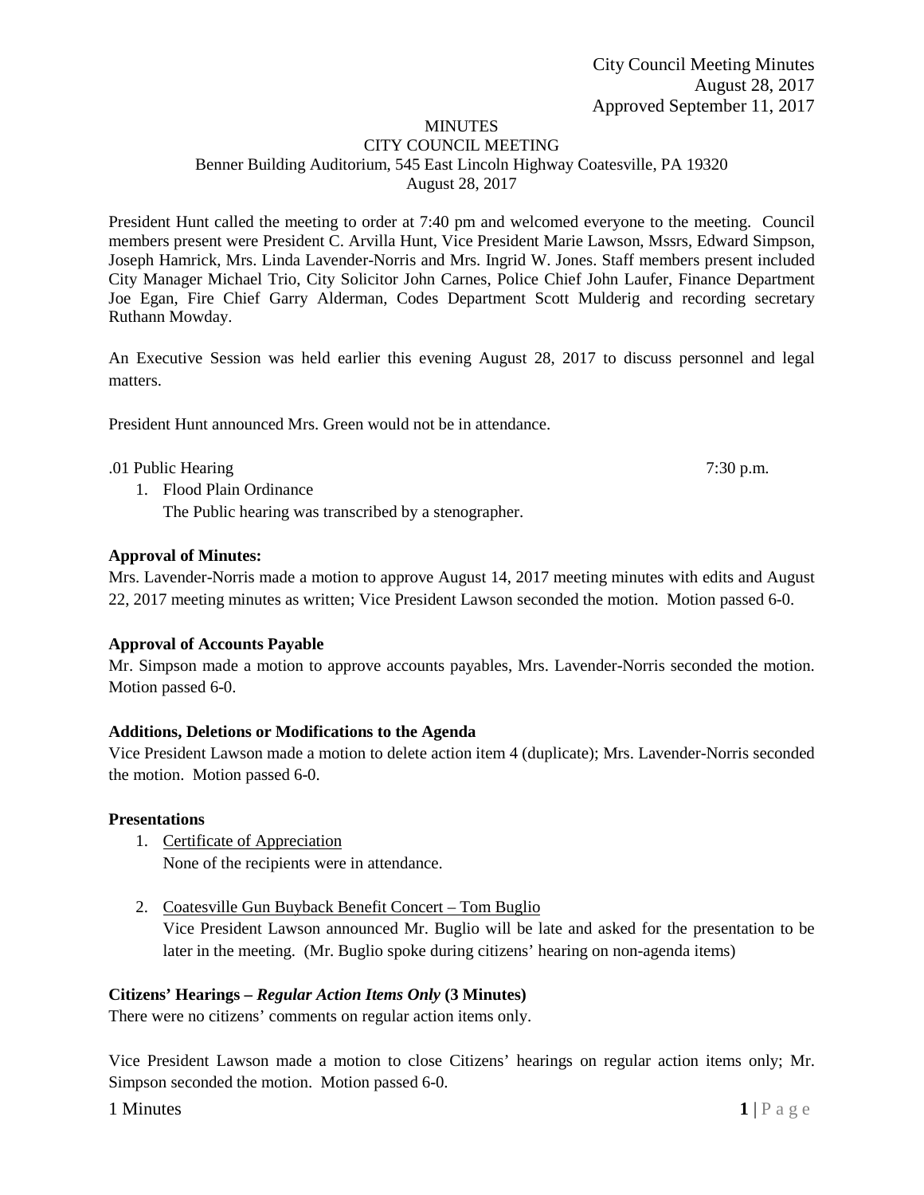City Council Meeting Minutes
August 28, 2017
Approved September 11, 2017

# MINUTES
## CITY COUNCIL MEETING
Benner Building Auditorium, 545 East Lincoln Highway Coatesville, PA 19320
August 28, 2017

President Hunt called the meeting to order at 7:40 pm and welcomed everyone to the meeting. Council members present were President C. Arvilla Hunt, Vice President Marie Lawson, Mssrs, Edward Simpson, Joseph Hamrick, Mrs. Linda Lavender-Norris and Mrs. Ingrid W. Jones. Staff members present included City Manager Michael Trio, City Solicitor John Carnes, Police Chief John Laufer, Finance Department Joe Egan, Fire Chief Garry Alderman, Codes Department Scott Mulderig and recording secretary Ruthann Mowday.

An Executive Session was held earlier this evening August 28, 2017 to discuss personnel and legal matters.

President Hunt announced Mrs. Green would not be in attendance.

.01 Public Hearing 7:30 p.m.

1. Flood Plain Ordinance
   The Public hearing was transcribed by a stenographer.

**Approval of Minutes:**

Mrs. Lavender-Norris made a motion to approve August 14, 2017 meeting minutes with edits and August 22, 2017 meeting minutes as written; Vice President Lawson seconded the motion. Motion passed 6-0.

**Approval of Accounts Payable**

Mr. Simpson made a motion to approve accounts payables, Mrs. Lavender-Norris seconded the motion. Motion passed 6-0.

**Additions, Deletions or Modifications to the Agenda**

Vice President Lawson made a motion to delete action item 4 (duplicate); Mrs. Lavender-Norris seconded the motion. Motion passed 6-0.

**Presentations**

1. Certificate of Appreciation
   None of the recipients were in attendance.

2. Coatesville Gun Buyback Benefit Concert – Tom Buglio
   Vice President Lawson announced Mr. Buglio will be late and asked for the presentation to be later in the meeting. (Mr. Buglio spoke during citizens' hearing on non-agenda items)

**Citizens' Hearings – *Regular Action Items Only* (3 Minutes)**

There were no citizens' comments on regular action items only.

Vice President Lawson made a motion to close Citizens' hearings on regular action items only; Mr. Simpson seconded the motion. Motion passed 6-0.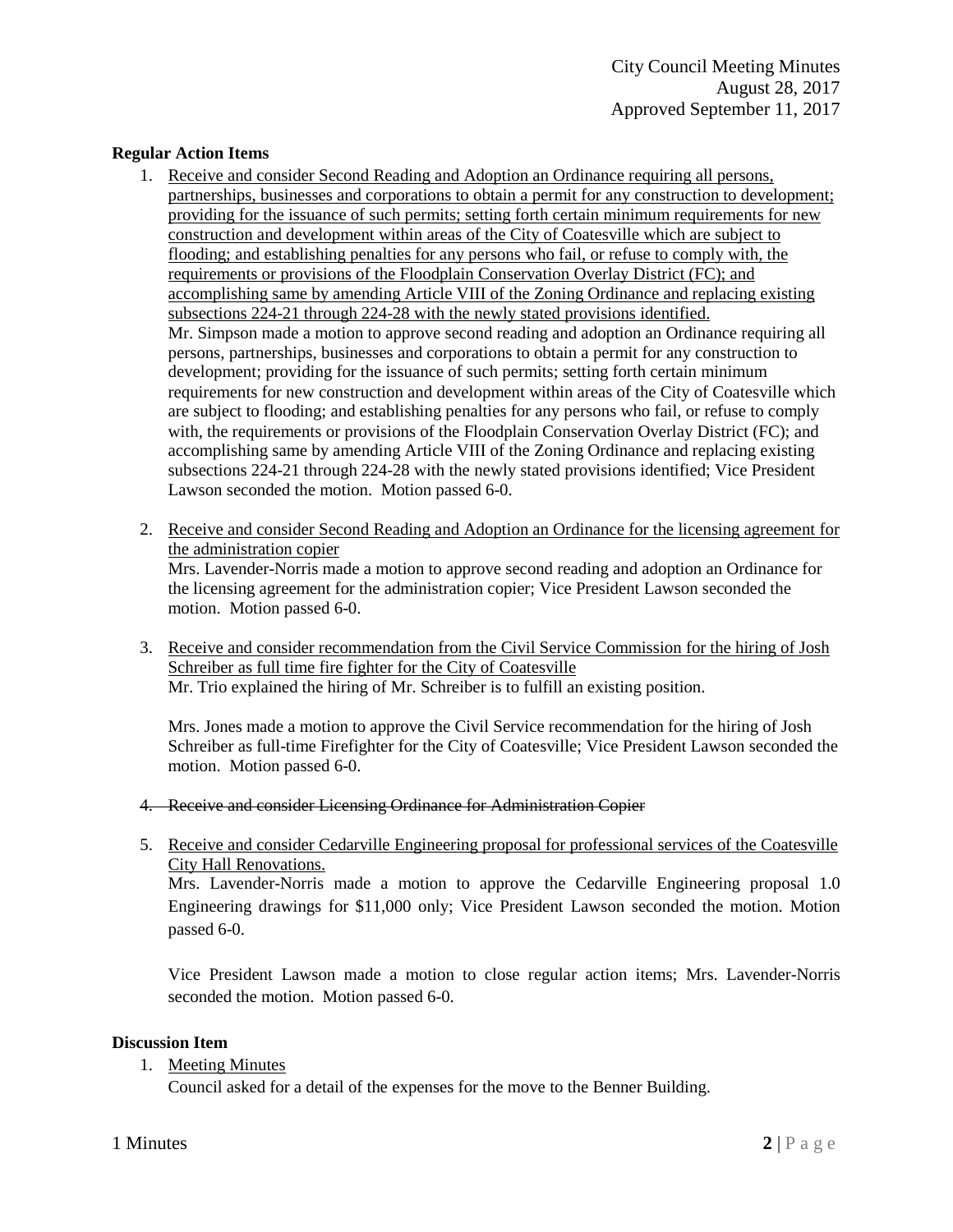**Regular Action Items**

1. Receive and consider Second Reading and Adoption an Ordinance requiring all persons, partnerships, businesses and corporations to obtain a permit for any construction to development; providing for the issuance of such permits; setting forth certain minimum requirements for new construction and development within areas of the City of Coatesville which are subject to flooding; and establishing penalties for any persons who fail, or refuse to comply with, the requirements or provisions of the Floodplain Conservation Overlay District (FC); and accomplishing same by amending Article VIII of the Zoning Ordinance and replacing existing subsections 224-21 through 224-28 with the newly stated provisions identified.
   Mr. Simpson made a motion to approve second reading and adoption an Ordinance requiring all persons, partnerships, businesses and corporations to obtain a permit for any construction to development; providing for the issuance of such permits; setting forth certain minimum requirements for new construction and development within areas of the City of Coatesville which are subject to flooding; and establishing penalties for any persons who fail, or refuse to comply with, the requirements or provisions of the Floodplain Conservation Overlay District (FC); and accomplishing same by amending Article VIII of the Zoning Ordinance and replacing existing subsections 224-21 through 224-28 with the newly stated provisions identified; Vice President Lawson seconded the motion. Motion passed 6-0.

2. Receive and consider Second Reading and Adoption an Ordinance for the licensing agreement for the administration copier
   Mrs. Lavender-Norris made a motion to approve second reading and adoption an Ordinance for the licensing agreement for the administration copier; Vice President Lawson seconded the motion. Motion passed 6-0.

3. Receive and consider recommendation from the Civil Service Commission for the hiring of Josh Schreiber as full time fire fighter for the City of Coatesville
   Mr. Trio explained the hiring of Mr. Schreiber is to fulfill an existing position.

   Mrs. Jones made a motion to approve the Civil Service recommendation for the hiring of Josh Schreiber as full-time Firefighter for the City of Coatesville; Vice President Lawson seconded the motion. Motion passed 6-0.

4. ~~Receive and consider Licensing Ordinance for Administration Copier~~

5. Receive and consider Cedarville Engineering proposal for professional services of the Coatesville City Hall Renovations.
   Mrs. Lavender-Norris made a motion to approve the Cedarville Engineering proposal 1.0 Engineering drawings for $11,000 only; Vice President Lawson seconded the motion. Motion passed 6-0.

   Vice President Lawson made a motion to close regular action items; Mrs. Lavender-Norris seconded the motion. Motion passed 6-0.

**Discussion Item**

1. Meeting Minutes
   Council asked for a detail of the expenses for the move to the Benner Building.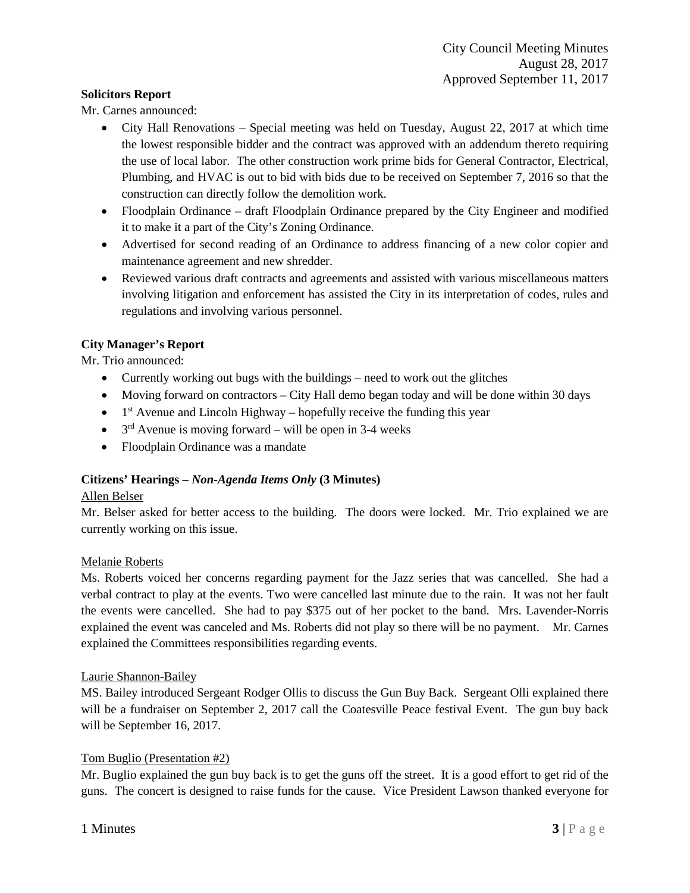**Solicitors Report**

Mr. Carnes announced:

- City Hall Renovations – Special meeting was held on Tuesday, August 22, 2017 at which time the lowest responsible bidder and the contract was approved with an addendum thereto requiring the use of local labor. The other construction work prime bids for General Contractor, Electrical, Plumbing, and HVAC is out to bid with bids due to be received on September 7, 2016 so that the construction can directly follow the demolition work.
- Floodplain Ordinance – draft Floodplain Ordinance prepared by the City Engineer and modified it to make it a part of the City's Zoning Ordinance.
- Advertised for second reading of an Ordinance to address financing of a new color copier and maintenance agreement and new shredder.
- Reviewed various draft contracts and agreements and assisted with various miscellaneous matters involving litigation and enforcement has assisted the City in its interpretation of codes, rules and regulations and involving various personnel.

**City Manager's Report**

Mr. Trio announced:

- Currently working out bugs with the buildings – need to work out the glitches
- Moving forward on contractors – City Hall demo began today and will be done within 30 days
- 1st Avenue and Lincoln Highway – hopefully receive the funding this year
- 3rd Avenue is moving forward – will be open in 3-4 weeks
- Floodplain Ordinance was a mandate

**Citizens' Hearings – *Non-Agenda Items Only* (3 Minutes)**

Allen Belser

Mr. Belser asked for better access to the building. The doors were locked. Mr. Trio explained we are currently working on this issue.

Melanie Roberts

Ms. Roberts voiced her concerns regarding payment for the Jazz series that was cancelled. She had a verbal contract to play at the events. Two were cancelled last minute due to the rain. It was not her fault the events were cancelled. She had to pay $375 out of her pocket to the band. Mrs. Lavender-Norris explained the event was canceled and Ms. Roberts did not play so there will be no payment. Mr. Carnes explained the Committees responsibilities regarding events.

Laurie Shannon-Bailey

MS. Bailey introduced Sergeant Rodger Ollis to discuss the Gun Buy Back. Sergeant Olli explained there will be a fundraiser on September 2, 2017 call the Coatesville Peace festival Event. The gun buy back will be September 16, 2017.

Tom Buglio (Presentation #2)

Mr. Buglio explained the gun buy back is to get the guns off the street. It is a good effort to get rid of the guns. The concert is designed to raise funds for the cause. Vice President Lawson thanked everyone for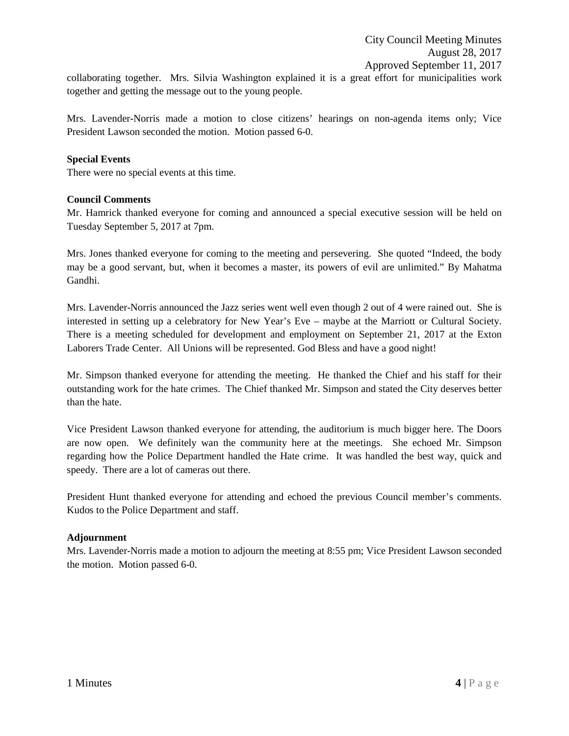collaborating together. Mrs. Silvia Washington explained it is a great effort for municipalities work together and getting the message out to the young people.

Mrs. Lavender-Norris made a motion to close citizens' hearings on non-agenda items only; Vice President Lawson seconded the motion. Motion passed 6-0.

**Special Events**

There were no special events at this time.

**Council Comments**

Mr. Hamrick thanked everyone for coming and announced a special executive session will be held on Tuesday September 5, 2017 at 7pm.

Mrs. Jones thanked everyone for coming to the meeting and persevering. She quoted "Indeed, the body may be a good servant, but, when it becomes a master, its powers of evil are unlimited." By Mahatma Gandhi.

Mrs. Lavender-Norris announced the Jazz series went well even though 2 out of 4 were rained out. She is interested in setting up a celebratory for New Year's Eve – maybe at the Marriott or Cultural Society. There is a meeting scheduled for development and employment on September 21, 2017 at the Exton Laborers Trade Center. All Unions will be represented. God Bless and have a good night!

Mr. Simpson thanked everyone for attending the meeting. He thanked the Chief and his staff for their outstanding work for the hate crimes. The Chief thanked Mr. Simpson and stated the City deserves better than the hate.

Vice President Lawson thanked everyone for attending, the auditorium is much bigger here. The Doors are now open. We definitely wan the community here at the meetings. She echoed Mr. Simpson regarding how the Police Department handled the Hate crime. It was handled the best way, quick and speedy. There are a lot of cameras out there.

President Hunt thanked everyone for attending and echoed the previous Council member's comments. Kudos to the Police Department and staff.

**Adjournment**

Mrs. Lavender-Norris made a motion to adjourn the meeting at 8:55 pm; Vice President Lawson seconded the motion. Motion passed 6-0.